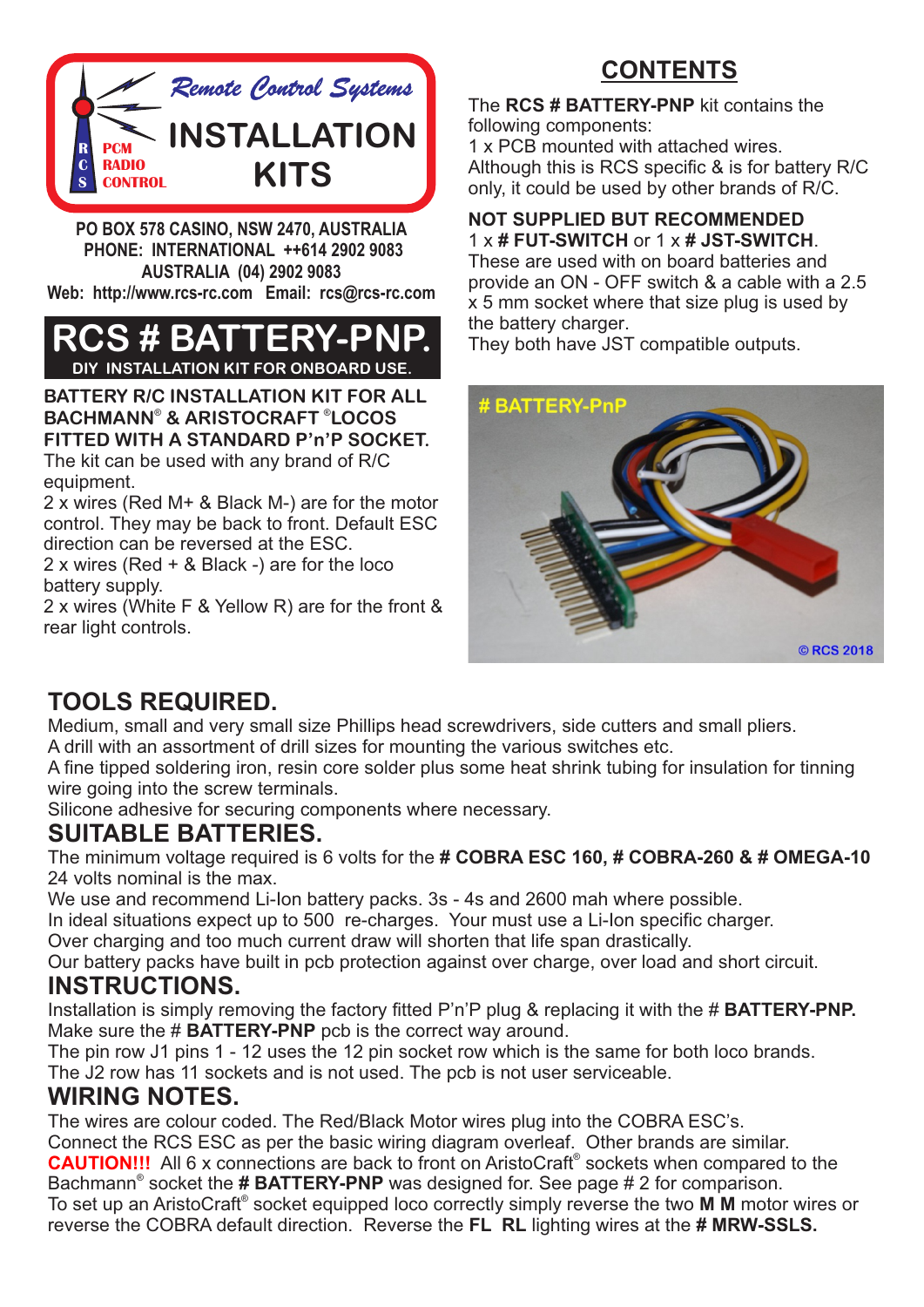Remote Control Systems

# INSTALLATION KITS

R C S PCM RADIO CONTROL

**PO BOX 578 CASINO, NSW 2470, AUSTRALIA**
**PHONE: INTERNATIONAL ++614 2902 9083**
**AUSTRALIA (04) 2902 9083**
**Web: http://www.rcs-rc.com Email: rcs@rcs-rc.com**

# RCS # BATTERY-PNP.

**DIY INSTALLATION KIT FOR ONBOARD USE.**

**BATTERY R/C INSTALLATION KIT FOR ALL BACHMANN® & ARISTOCRAFT ®LOCOS FITTED WITH A STANDARD P'n'P SOCKET.**
The kit can be used with any brand of R/C equipment.
2 x wires (Red M+ & Black M-) are for the motor control. They may be back to front. Default ESC direction can be reversed at the ESC.
2 x wires (Red + & Black -) are for the loco battery supply.
2 x wires (White F & Yellow R) are for the front & rear light controls.

## CONTENTS

The **RCS # BATTERY-PNP** kit contains the following components:
1 x PCB mounted with attached wires.
Although this is RCS specific & is for battery R/C only, it could be used by other brands of R/C.

**NOT SUPPLIED BUT RECOMMENDED**
1 x **# FUT-SWITCH** or 1 x **# JST-SWITCH**.
These are used with on board batteries and provide an ON - OFF switch & a cable with a 2.5 x 5 mm socket where that size plug is used by the battery charger.
They both have JST compatible outputs.

# BATTERY-PnP

© RCS 2018

## TOOLS REQUIRED.

Medium, small and very small size Phillips head screwdrivers, side cutters and small pliers.
A drill with an assortment of drill sizes for mounting the various switches etc.
A fine tipped soldering iron, resin core solder plus some heat shrink tubing for insulation for tinning wire going into the screw terminals.
Silicone adhesive for securing components where necessary.

## SUITABLE BATTERIES.

The minimum voltage required is 6 volts for the **# COBRA ESC 160, # COBRA-260 & # OMEGA-10**
24 volts nominal is the max.
We use and recommend Li-Ion battery packs. 3s - 4s and 2600 mah where possible.
In ideal situations expect up to 500 re-charges. Your must use a Li-Ion specific charger.
Over charging and too much current draw will shorten that life span drastically.
Our battery packs have built in pcb protection against over charge, over load and short circuit.

## INSTRUCTIONS.

Installation is simply removing the factory fitted P'n'P plug & replacing it with the # **BATTERY-PNP.**
Make sure the # **BATTERY-PNP** pcb is the correct way around.
The pin row J1 pins 1 - 12 uses the 12 pin socket row which is the same for both loco brands.
The J2 row has 11 sockets and is not used. The pcb is not user serviceable.

## WIRING NOTES.

The wires are colour coded. The Red/Black Motor wires plug into the COBRA ESC's.
Connect the RCS ESC as per the basic wiring diagram overleaf. Other brands are similar.
**CAUTION!!!** All 6 x connections are back to front on AristoCraft® sockets when compared to the Bachmann® socket the **# BATTERY-PNP** was designed for. See page # 2 for comparison.
To set up an AristoCraft® socket equipped loco correctly simply reverse the two **M M** motor wires or reverse the COBRA default direction. Reverse the **FL RL** lighting wires at the **# MRW-SSLS.**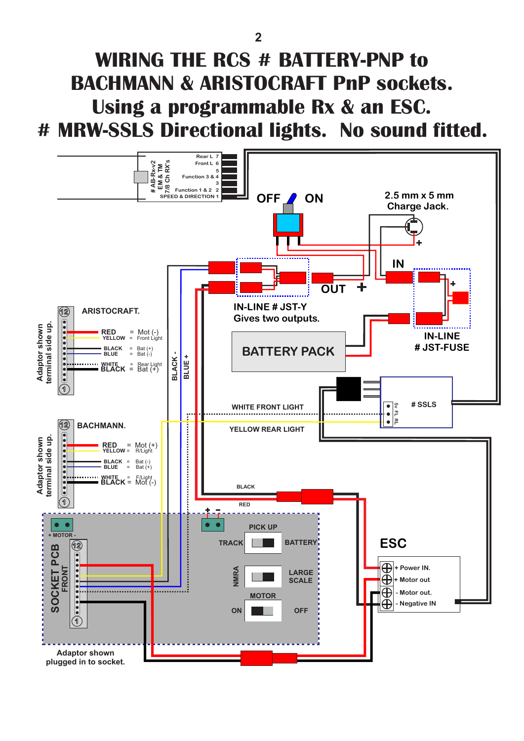# WIRING THE RCS # BATTERY-PNP to BACHMANN & ARISTOCRAFT PnP sockets. Using a programmable Rx & an ESC. # MRW-SSLS Directional lights. No sound fitted.

# AB-Rx-v2
EM & TM
7/8 Ch RX's

Rear L 7
Front L 6
5
Function 3 & 4
3
Function 1 & 2 2
SPEED & DIRECTION 1

OFF ON

2.5 mm x 5 mm
Charge Jack.

IN

OUT +

IN-LINE # JST-Y
Gives two outputs.

BATTERY PACK

IN-LINE
# JST-FUSE

ARISTOCRAFT.

Adaptor shown terminal side up.

RED = Mot (-)
YELLOW = Front Light
BLACK = Bat (+)
BLUE = Bat (-)
WHITE = Rear Light
BLACK = Bat (+)

BLACK -
BLUE +

WHITE FRONT LIGHT

# SSLS

5v FL RL

YELLOW REAR LIGHT

BACHMANN.

Adaptor shown terminal side up.

RED = Mot (+)
YELLOW = R/Light
BLACK = Bat (-)
BLUE = Bat (+)
WHITE = F/Light
BLACK = Mot (-)

BLACK

RED

+ -

+ MOTOR -

SOCKET PCB
FRONT

PICK UP
TRACK BATTERY

NMRA LARGE SCALE

MOTOR
ON OFF

ESC

+ Power IN.
+ Motor out
- Motor out.
- Negative IN

Adaptor shown plugged in to socket.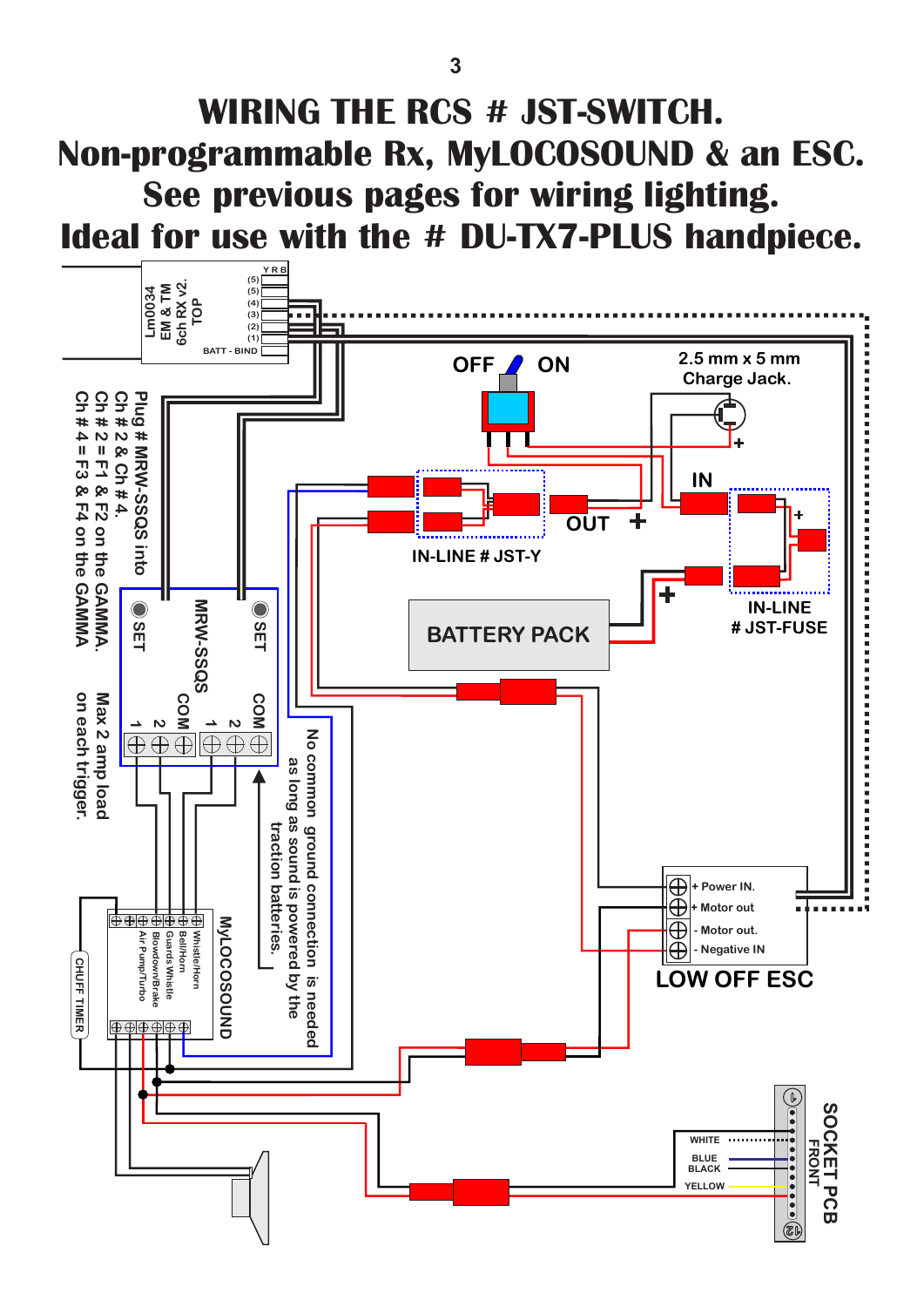# WIRING THE RCS # JST-SWITCH.
# Non-programmable Rx, MyLOCOSOUND & an ESC.
# See previous pages for wiring lighting.
# Ideal for use with the # DU-TX7-PLUS handpiece.

Lm0034
EM & TM
6ch RX v2.
TOP

Y R B
(5)
(5)
(4)
(3)
(2)
(1)
BATT - BIND

OFF ON

2.5 mm x 5 mm
Charge Jack.

IN
OUT +
IN-LINE # JST-Y
+
+
IN-LINE
# JST-FUSE

BATTERY PACK

Plug # MRW-SSQS into
Ch # 2 & Ch # 4.
Ch # 2 = F1 & F2 on the GAMMA.
Ch # 4 = F3 & F4 on the GAMMA

SET
MRW-SSQS
SET
COM
1
2
COM
1
2

Max 2 amp load
on each trigger.

No common ground connection is needed
as long as sound is powered by the
traction batteries.

MyLOCOSOUND
Whistle/Horn
Bell/Horn
Guards Whistle
Blowdown/Brake
Air Pump/Turbo

CHUFF TIMER

+ Power IN.
+ Motor out
- Motor out.
- Negative IN
LOW OFF ESC

SOCKET PCB
FRONT
WHITE
BLUE
BLACK
YELLOW